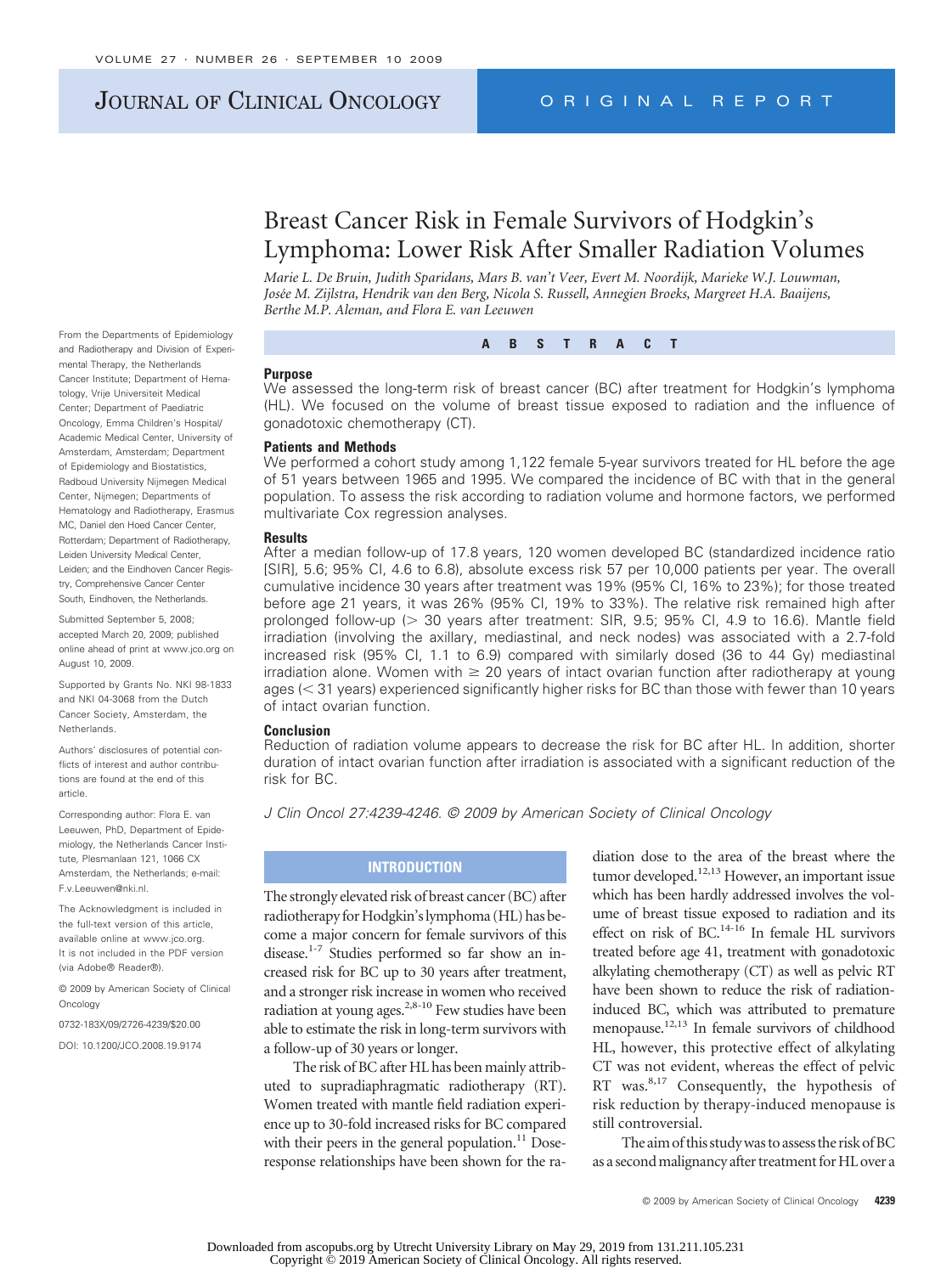# Breast Cancer Risk in Female Survivors of Hodgkin's Lymphoma: Lower Risk After Smaller Radiation Volumes

*Marie L. De Bruin, Judith Sparidans, Mars B. van't Veer, Evert M. Noordijk, Marieke W.J. Louwman, Josée M. Zijlstra, Hendrik van den Berg, Nicola S. Russell, Annegien Broeks, Margreet H.A. Baaijens, Berthe M.P. Aleman, and Flora E. van Leeuwen*

From the Departments of Epidemiology and Radiotherapy and Division of Experimental Therapy, the Netherlands Cancer Institute; Department of Hematology, Vrije Universiteit Medical Center; Department of Paediatric Oncology, Emma Children's Hospital/Academic Medical Center, University of Amsterdam, Amsterdam; Department of Epidemiology and Biostatistics, Radboud University Nijmegen Medical Center, Nijmegen; Departments of Hematology and Radiotherapy, Erasmus MC, Daniel den Hoed Cancer Center, Rotterdam; Department of Radiotherapy, Leiden University Medical Center, Leiden; and the Eindhoven Cancer Registry, Comprehensive Cancer Center South, Eindhoven, the Netherlands.

Submitted September 5, 2008; accepted March 20, 2009; published online ahead of print at www.jco.org on August 10, 2009.

Supported by Grants No. NKI 98-1833 and NKI 04-3068 from the Dutch Cancer Society, Amsterdam, the Netherlands.

Authors' disclosures of potential conflicts of interest and author contributions are found at the end of this article.

Corresponding author: Flora E. van Leeuwen, PhD, Department of Epidemiology, the Netherlands Cancer Institute, Plesmanlaan 121, 1066 CX Amsterdam, the Netherlands; e-mail: F.v.Leeuwen@nki.nl.

The Acknowledgment is included in the full-text version of this article, available online at www.jco.org. It is not included in the PDF version (via Adobe® Reader®).

© 2009 by American Society of Clinical Oncology

0732-183X/09/2726-4239/$20.00

DOI: 10.1200/JCO.2008.19.9174

## ABSTRACT

### Purpose

We assessed the long-term risk of breast cancer (BC) after treatment for Hodgkin's lymphoma (HL). We focused on the volume of breast tissue exposed to radiation and the influence of gonadotoxic chemotherapy (CT).

### Patients and Methods

We performed a cohort study among 1,122 female 5-year survivors treated for HL before the age of 51 years between 1965 and 1995. We compared the incidence of BC with that in the general population. To assess the risk according to radiation volume and hormone factors, we performed multivariate Cox regression analyses.

### Results

After a median follow-up of 17.8 years, 120 women developed BC (standardized incidence ratio [SIR], 5.6; 95% CI, 4.6 to 6.8), absolute excess risk 57 per 10,000 patients per year. The overall cumulative incidence 30 years after treatment was 19% (95% CI, 16% to 23%); for those treated before age 21 years, it was 26% (95% CI, 19% to 33%). The relative risk remained high after prolonged follow-up (> 30 years after treatment: SIR, 9.5; 95% CI, 4.9 to 16.6). Mantle field irradiation (involving the axillary, mediastinal, and neck nodes) was associated with a 2.7-fold increased risk (95% CI, 1.1 to 6.9) compared with similarly dosed (36 to 44 Gy) mediastinal irradiation alone. Women with ≥ 20 years of intact ovarian function after radiotherapy at young ages (< 31 years) experienced significantly higher risks for BC than those with fewer than 10 years of intact ovarian function.

### Conclusion

Reduction of radiation volume appears to decrease the risk for BC after HL. In addition, shorter duration of intact ovarian function after irradiation is associated with a significant reduction of the risk for BC.

*J Clin Oncol 27:4239-4246. © 2009 by American Society of Clinical Oncology*

## INTRODUCTION

The strongly elevated risk of breast cancer (BC) after radiotherapy for Hodgkin's lymphoma (HL) has become a major concern for female survivors of this disease.[1-7] Studies performed so far show an increased risk for BC up to 30 years after treatment, and a stronger risk increase in women who received radiation at young ages.[2,8-10] Few studies have been able to estimate the risk in long-term survivors with a follow-up of 30 years or longer.

The risk of BC after HL has been mainly attributed to supradiaphragmatic radiotherapy (RT). Women treated with mantle field radiation experience up to 30-fold increased risks for BC compared with their peers in the general population.[11] Dose-response relationships have been shown for the radiation dose to the area of the breast where the tumor developed.[12,13] However, an important issue which has been hardly addressed involves the volume of breast tissue exposed to radiation and its effect on risk of BC.[14-16] In female HL survivors treated before age 41, treatment with gonadotoxic alkylating chemotherapy (CT) as well as pelvic RT have been shown to reduce the risk of radiation-induced BC, which was attributed to premature menopause.[12,13] In female survivors of childhood HL, however, this protective effect of alkylating CT was not evident, whereas the effect of pelvic RT was.[8,17] Consequently, the hypothesis of risk reduction by therapy-induced menopause is still controversial.

The aim of this study was to assess the risk of BC as a second malignancy after treatment for HL over a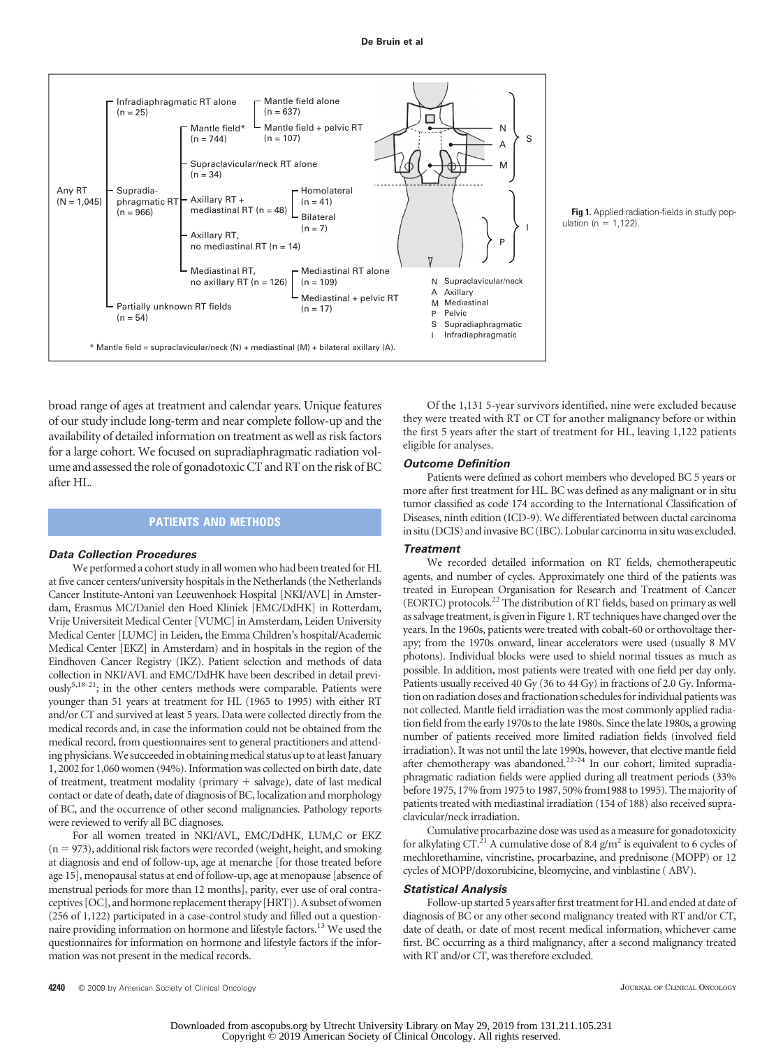**Fig 1.** Applied radiation-fields in study population (n = 1,122).

broad range of ages at treatment and calendar years. Unique features of our study include long-term and near complete follow-up and the availability of detailed information on treatment as well as risk factors for a large cohort. We focused on supradiaphragmatic radiation volume and assessed the role of gonadotoxic CT and RT on the risk of BC after HL.

## PATIENTS AND METHODS

### Data Collection Procedures

We performed a cohort study in all women who had been treated for HL at five cancer centers/university hospitals in the Netherlands (the Netherlands Cancer Institute-Antoni van Leeuwenhoek Hospital [NKI/AVL] in Amsterdam, Erasmus MC/Daniel den Hoed Kliniek [EMC/DdHK] in Rotterdam, Vrije Universiteit Medical Center [VUMC] in Amsterdam, Leiden University Medical Center [LUMC] in Leiden, the Emma Children's hospital/Academic Medical Center [EKZ] in Amsterdam) and in hospitals in the region of the Eindhoven Cancer Registry (IKZ). Patient selection and methods of data collection in NKI/AVL and EMC/DdHK have been described in detail previously[5,18-21]; in the other centers methods were comparable. Patients were younger than 51 years at treatment for HL (1965 to 1995) with either RT and/or CT and survived at least 5 years. Data were collected directly from the medical records and, in case the information could not be obtained from the medical record, from questionnaires sent to general practitioners and attending physicians. We succeeded in obtaining medical status up to at least January 1, 2002 for 1,060 women (94%). Information was collected on birth date, date of treatment, treatment modality (primary + salvage), date of last medical contact or date of death, date of diagnosis of BC, localization and morphology of BC, and the occurrence of other second malignancies. Pathology reports were reviewed to verify all BC diagnoses.

For all women treated in NKI/AVL, EMC/DdHK, LUM,C or EKZ (n = 973), additional risk factors were recorded (weight, height, and smoking at diagnosis and end of follow-up, age at menarche [for those treated before age 15], menopausal status at end of follow-up, age at menopause [absence of menstrual periods for more than 12 months], parity, ever use of oral contraceptives [OC], and hormone replacement therapy [HRT]). A subset of women (256 of 1,122) participated in a case-control study and filled out a questionnaire providing information on hormone and lifestyle factors.[13] We used the questionnaires for information on hormone and lifestyle factors if the information was not present in the medical records.

Of the 1,131 5-year survivors identified, nine were excluded because they were treated with RT or CT for another malignancy before or within the first 5 years after the start of treatment for HL, leaving 1,122 patients eligible for analyses.

### Outcome Definition

Patients were defined as cohort members who developed BC 5 years or more after first treatment for HL. BC was defined as any malignant or in situ tumor classified as code 174 according to the International Classification of Diseases, ninth edition (ICD-9). We differentiated between ductal carcinoma in situ (DCIS) and invasive BC (IBC). Lobular carcinoma in situ was excluded.

### Treatment

We recorded detailed information on RT fields, chemotherapeutic agents, and number of cycles. Approximately one third of the patients was treated in European Organisation for Research and Treatment of Cancer (EORTC) protocols.[22] The distribution of RT fields, based on primary as well as salvage treatment, is given in Figure 1. RT techniques have changed over the years. In the 1960s, patients were treated with cobalt-60 or orthovoltage therapy; from the 1970s onward, linear accelerators were used (usually 8 MV photons). Individual blocks were used to shield normal tissues as much as possible. In addition, most patients were treated with one field per day only. Patients usually received 40 Gy (36 to 44 Gy) in fractions of 2.0 Gy. Information on radiation doses and fractionation schedules for individual patients was not collected. Mantle field irradiation was the most commonly applied radiation field from the early 1970s to the late 1980s. Since the late 1980s, a growing number of patients received more limited radiation fields (involved field irradiation). It was not until the late 1990s, however, that elective mantle field after chemotherapy was abandoned.[22-24] In our cohort, limited supradiaphragmatic radiation fields were applied during all treatment periods (33% before 1975, 17% from 1975 to 1987, 50% from1988 to 1995). The majority of patients treated with mediastinal irradiation (154 of 188) also received supraclavicular/neck irradiation.

Cumulative procarbazine dose was used as a measure for gonadotoxicity for alkylating CT.[21] A cumulative dose of 8.4 g/m$^2$ is equivalent to 6 cycles of mechlorethamine, vincristine, procarbazine, and prednisone (MOPP) or 12 cycles of MOPP/doxorubicine, bleomycine, and vinblastine ( ABV).

### Statistical Analysis

Follow-up started 5 years after first treatment for HL and ended at date of diagnosis of BC or any other second malignancy treated with RT and/or CT, date of death, or date of most recent medical information, whichever came first. BC occurring as a third malignancy, after a second malignancy treated with RT and/or CT, was therefore excluded.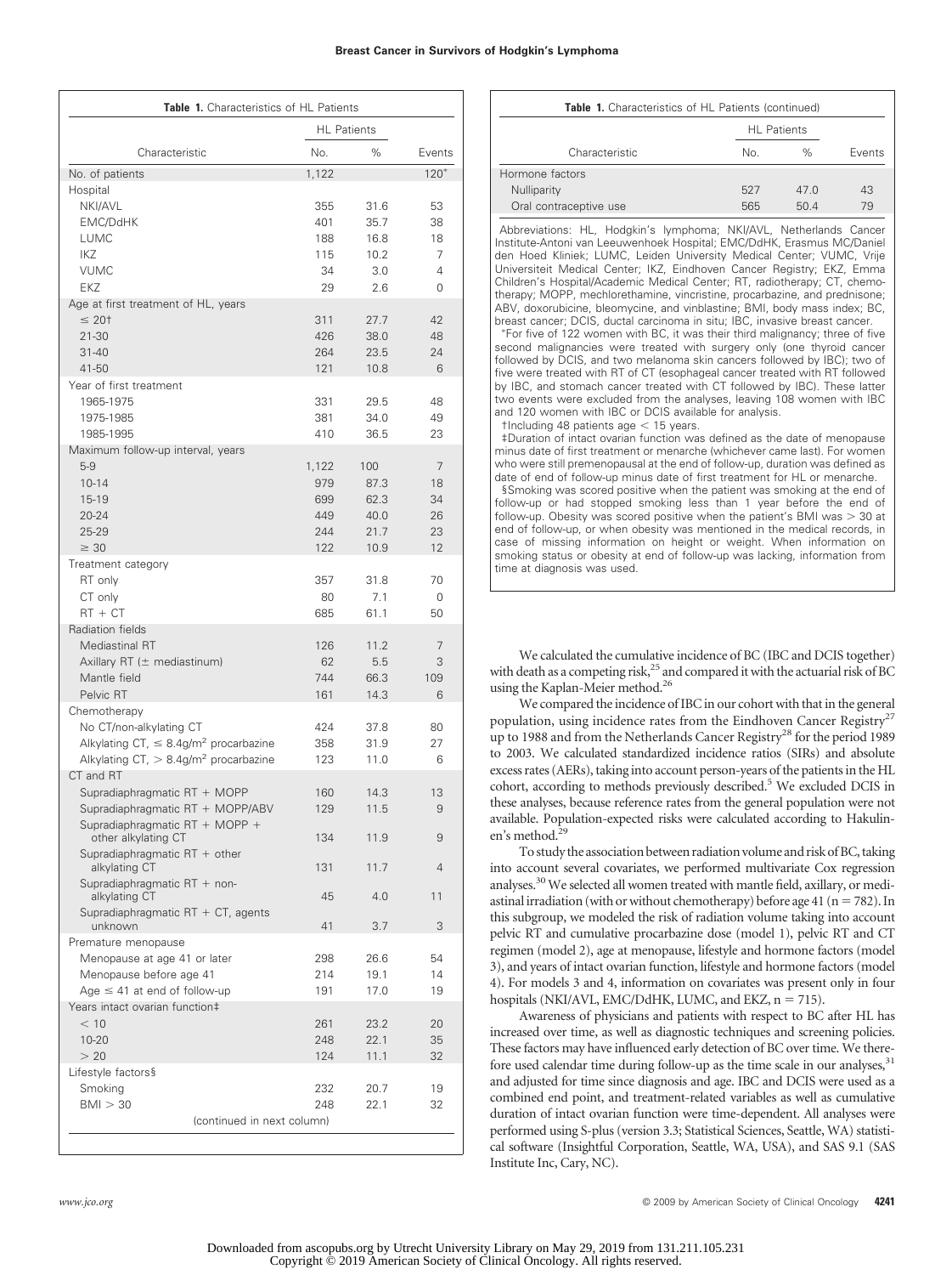**Table 1.** Characteristics of HL Patients

| Characteristic | HL Patients | | Events |
|---|---|---|---|
| | No. | % | |
| No. of patients | 1,122 | | 120* |
| Hospital | | | |
| NKI/AVL | 355 | 31.6 | 53 |
| EMC/DdHK | 401 | 35.7 | 38 |
| LUMC | 188 | 16.8 | 18 |
| IKZ | 115 | 10.2 | 7 |
| VUMC | 34 | 3.0 | 4 |
| EKZ | 29 | 2.6 | 0 |
| Age at first treatment of HL, years | | | |
| ≤ 20† | 311 | 27.7 | 42 |
| 21-30 | 426 | 38.0 | 48 |
| 31-40 | 264 | 23.5 | 24 |
| 41-50 | 121 | 10.8 | 6 |
| Year of first treatment | | | |
| 1965-1975 | 331 | 29.5 | 48 |
| 1975-1985 | 381 | 34.0 | 49 |
| 1985-1995 | 410 | 36.5 | 23 |
| Maximum follow-up interval, years | | | |
| 5-9 | 1,122 | 100 | 7 |
| 10-14 | 979 | 87.3 | 18 |
| 15-19 | 699 | 62.3 | 34 |
| 20-24 | 449 | 40.0 | 26 |
| 25-29 | 244 | 21.7 | 23 |
| ≥ 30 | 122 | 10.9 | 12 |
| Treatment category | | | |
| RT only | 357 | 31.8 | 70 |
| CT only | 80 | 7.1 | 0 |
| RT + CT | 685 | 61.1 | 50 |
| Radiation fields | | | |
| Mediastinal RT | 126 | 11.2 | 7 |
| Axillary RT (± mediastinum) | 62 | 5.5 | 3 |
| Mantle field | 744 | 66.3 | 109 |
| Pelvic RT | 161 | 14.3 | 6 |
| Chemotherapy | | | |
| No CT/non-alkylating CT | 424 | 37.8 | 80 |
| Alkylating CT, ≤ 8.4g/m² procarbazine | 358 | 31.9 | 27 |
| Alkylating CT, > 8.4g/m² procarbazine | 123 | 11.0 | 6 |
| CT and RT | | | |
| Supradiaphragmatic RT + MOPP | 160 | 14.3 | 13 |
| Supradiaphragmatic RT + MOPP/ABV | 129 | 11.5 | 9 |
| Supradiaphragmatic RT + MOPP + other alkylating CT | 134 | 11.9 | 9 |
| Supradiaphragmatic RT + other alkylating CT | 131 | 11.7 | 4 |
| Supradiaphragmatic RT + non-alkylating CT | 45 | 4.0 | 11 |
| Supradiaphragmatic RT + CT, agents unknown | 41 | 3.7 | 3 |
| Premature menopause | | | |
| Menopause at age 41 or later | 298 | 26.6 | 54 |
| Menopause before age 41 | 214 | 19.1 | 14 |
| Age ≤ 41 at end of follow-up | 191 | 17.0 | 19 |
| Years intact ovarian function‡ | | | |
| < 10 | 261 | 23.2 | 20 |
| 10-20 | 248 | 22.1 | 35 |
| > 20 | 124 | 11.1 | 32 |
| Lifestyle factors§ | | | |
| Smoking | 232 | 20.7 | 19 |
| BMI > 30 | 248 | 22.1 | 32 |
| Hormone factors | | | |
| Nulliparity | 527 | 47.0 | 43 |
| Oral contraceptive use | 565 | 50.4 | 79 |

Abbreviations: HL, Hodgkin's lymphoma; NKI/AVL, Netherlands Cancer Institute-Antoni van Leeuwenhoek Hospital; EMC/DdHK, Erasmus MC/Daniel den Hoed Kliniek; LUMC, Leiden University Medical Center; VUMC, Vrije Universiteit Medical Center; IKZ, Eindhoven Cancer Registry; EKZ, Emma Children's Hospital/Academic Medical Center; RT, radiotherapy; CT, chemotherapy; MOPP, mechlorethamine, vincristine, procarbazine, and prednisone; ABV, doxorubicine, bleomycine, and vinblastine; BMI, body mass index; BC, breast cancer; DCIS, ductal carcinoma in situ; IBC, invasive breast cancer.

*For five of 122 women with BC, it was their third malignancy; three of five second malignancies were treated with surgery only (one thyroid cancer followed by DCIS, and two melanoma skin cancers followed by IBC); two of five were treated with RT of CT (esophageal cancer treated with RT followed by IBC, and stomach cancer treated with CT followed by IBC). These latter two events were excluded from the analyses, leaving 108 women with IBC and 120 women with IBC or DCIS available for analysis.

†Including 48 patients age < 15 years.

‡Duration of intact ovarian function was defined as the date of menopause minus date of first treatment or menarche (whichever came last). For women who were still premenopausal at the end of follow-up, duration was defined as date of end of follow-up minus date of first treatment for HL or menarche.

§Smoking was scored positive when the patient was smoking at the end of follow-up or had stopped smoking less than 1 year before the end of follow-up. Obesity was scored positive when the patient's BMI was > 30 at end of follow-up, or when obesity was mentioned in the medical records, in case of missing information on height or weight. When information on smoking status or obesity at end of follow-up was lacking, information from time at diagnosis was used.

We calculated the cumulative incidence of BC (IBC and DCIS together) with death as a competing risk,[25] and compared it with the actuarial risk of BC using the Kaplan-Meier method.[26]

We compared the incidence of IBC in our cohort with that in the general population, using incidence rates from the Eindhoven Cancer Registry[27] up to 1988 and from the Netherlands Cancer Registry[28] for the period 1989 to 2003. We calculated standardized incidence ratios (SIRs) and absolute excess rates (AERs), taking into account person-years of the patients in the HL cohort, according to methods previously described.[5] We excluded DCIS in these analyses, because reference rates from the general population were not available. Population-expected risks were calculated according to Hakulinen's method.[29]

To study the association between radiation volume and risk of BC, taking into account several covariates, we performed multivariate Cox regression analyses.[30] We selected all women treated with mantle field, axillary, or mediastinal irradiation (with or without chemotherapy) before age 41 (n = 782). In this subgroup, we modeled the risk of radiation volume taking into account pelvic RT and cumulative procarbazine dose (model 1), pelvic RT and CT regimen (model 2), age at menopause, lifestyle and hormone factors (model 3), and years of intact ovarian function, lifestyle and hormone factors (model 4). For models 3 and 4, information on covariates was present only in four hospitals (NKI/AVL, EMC/DdHK, LUMC, and EKZ, n = 715).

Awareness of physicians and patients with respect to BC after HL has increased over time, as well as diagnostic techniques and screening policies. These factors may have influenced early detection of BC over time. We therefore used calendar time during follow-up as the time scale in our analyses,[31] and adjusted for time since diagnosis and age. IBC and DCIS were used as a combined end point, and treatment-related variables as well as cumulative duration of intact ovarian function were time-dependent. All analyses were performed using S-plus (version 3.3; Statistical Sciences, Seattle, WA) statistical software (Insightful Corporation, Seattle, WA, USA), and SAS 9.1 (SAS Institute Inc, Cary, NC).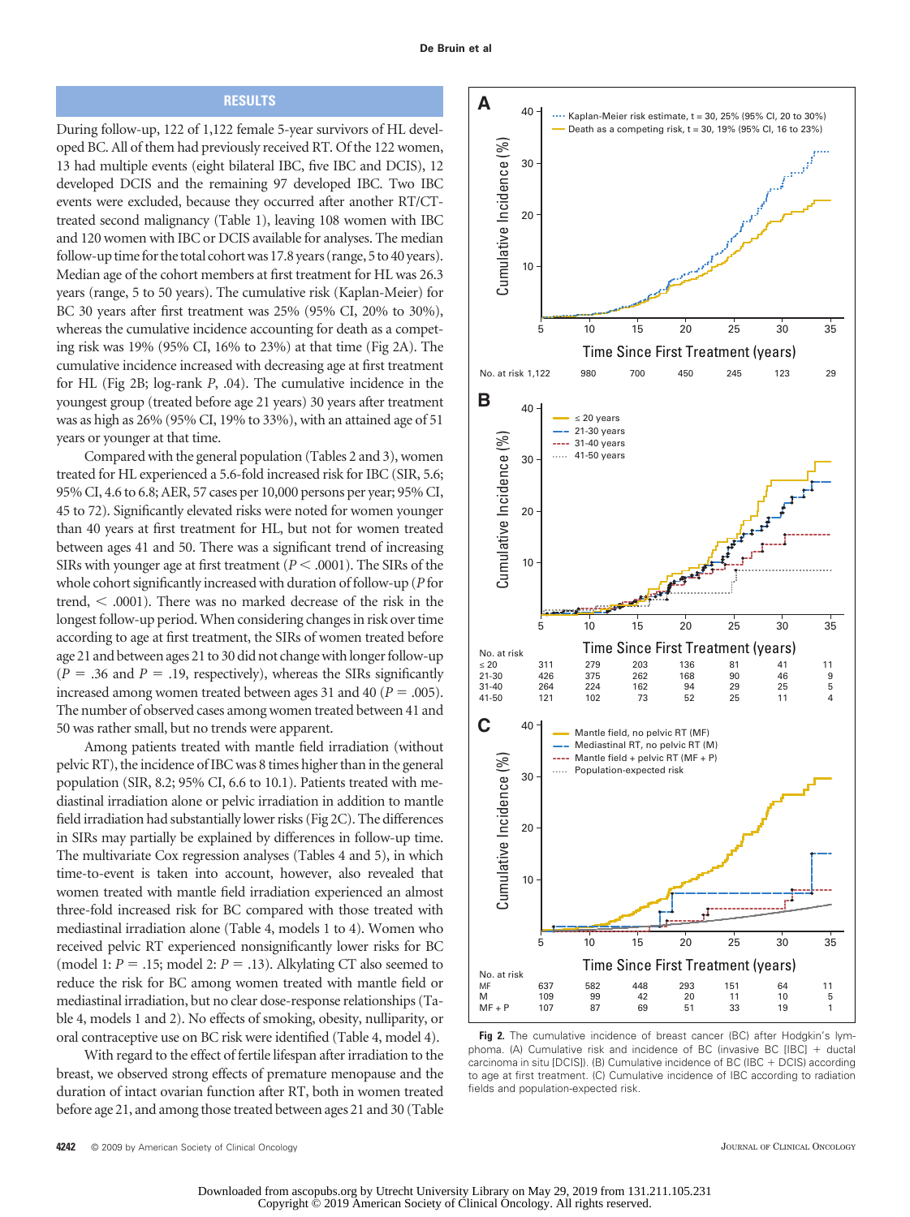## RESULTS

During follow-up, 122 of 1,122 female 5-year survivors of HL developed BC. All of them had previously received RT. Of the 122 women, 13 had multiple events (eight bilateral IBC, five IBC and DCIS), 12 developed DCIS and the remaining 97 developed IBC. Two IBC events were excluded, because they occurred after another RT/CT-treated second malignancy (Table 1), leaving 108 women with IBC and 120 women with IBC or DCIS available for analyses. The median follow-up time for the total cohort was 17.8 years (range, 5 to 40 years). Median age of the cohort members at first treatment for HL was 26.3 years (range, 5 to 50 years). The cumulative risk (Kaplan-Meier) for BC 30 years after first treatment was 25% (95% CI, 20% to 30%), whereas the cumulative incidence accounting for death as a competing risk was 19% (95% CI, 16% to 23%) at that time (Fig 2A). The cumulative incidence increased with decreasing age at first treatment for HL (Fig 2B; log-rank *P*, .04). The cumulative incidence in the youngest group (treated before age 21 years) 30 years after treatment was as high as 26% (95% CI, 19% to 33%), with an attained age of 51 years or younger at that time.

Compared with the general population (Tables 2 and 3), women treated for HL experienced a 5.6-fold increased risk for IBC (SIR, 5.6; 95% CI, 4.6 to 6.8; AER, 57 cases per 10,000 persons per year; 95% CI, 45 to 72). Significantly elevated risks were noted for women younger than 40 years at first treatment for HL, but not for women treated between ages 41 and 50. There was a significant trend of increasing SIRs with younger age at first treatment ($P < .0001$). The SIRs of the whole cohort significantly increased with duration of follow-up (*P* for trend, $< .0001$). There was no marked decrease of the risk in the longest follow-up period. When considering changes in risk over time according to age at first treatment, the SIRs of women treated before age 21 and between ages 21 to 30 did not change with longer follow-up ($P = .36$ and $P = .19$, respectively), whereas the SIRs significantly increased among women treated between ages 31 and 40 ($P = .005$). The number of observed cases among women treated between 41 and 50 was rather small, but no trends were apparent.

Among patients treated with mantle field irradiation (without pelvic RT), the incidence of IBC was 8 times higher than in the general population (SIR, 8.2; 95% CI, 6.6 to 10.1). Patients treated with mediastinal irradiation alone or pelvic irradiation in addition to mantle field irradiation had substantially lower risks (Fig 2C). The differences in SIRs may partially be explained by differences in follow-up time. The multivariate Cox regression analyses (Tables 4 and 5), in which time-to-event is taken into account, however, also revealed that women treated with mantle field irradiation experienced an almost three-fold increased risk for BC compared with those treated with mediastinal irradiation alone (Table 4, models 1 to 4). Women who received pelvic RT experienced nonsignificantly lower risks for BC (model 1: $P = .15$; model 2: $P = .13$). Alkylating CT also seemed to reduce the risk for BC among women treated with mantle field or mediastinal irradiation, but no clear dose-response relationships (Table 4, models 1 and 2). No effects of smoking, obesity, nulliparity, or oral contraceptive use on BC risk were identified (Table 4, model 4).

With regard to the effect of fertile lifespan after irradiation to the breast, we observed strong effects of premature menopause and the duration of intact ovarian function after RT, both in women treated before age 21, and among those treated between ages 21 and 30 (Table

**Fig 2.** The cumulative incidence of breast cancer (BC) after Hodgkin's lymphoma. (A) Cumulative risk and incidence of BC (invasive BC [IBC] + ductal carcinoma in situ [DCIS]). (B) Cumulative incidence of BC (IBC + DCIS) according to age at first treatment. (C) Cumulative incidence of IBC according to radiation fields and population-expected risk.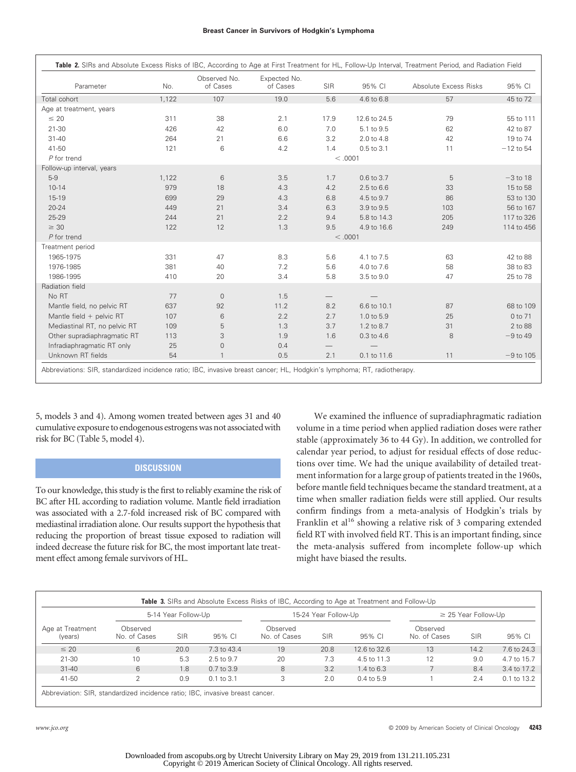**Table 2.** SIRs and Absolute Excess Risks of IBC, According to Age at First Treatment for HL, Follow-Up Interval, Treatment Period, and Radiation Field

| Parameter | No. | Observed No. of Cases | Expected No. of Cases | SIR | 95% CI | Absolute Excess Risks | 95% CI |
|---|---|---|---|---|---|---|---|
| Total cohort | 1,122 | 107 | 19.0 | 5.6 | 4.6 to 6.8 | 57 | 45 to 72 |
| Age at treatment, years | | | | | | | |
| ≤ 20 | 311 | 38 | 2.1 | 17.9 | 12.6 to 24.5 | 79 | 55 to 111 |
| 21-30 | 426 | 42 | 6.0 | 7.0 | 5.1 to 9.5 | 62 | 42 to 87 |
| 31-40 | 264 | 21 | 6.6 | 3.2 | 2.0 to 4.8 | 42 | 19 to 74 |
| 41-50 | 121 | 6 | 4.2 | 1.4 | 0.5 to 3.1 | 11 | −12 to 54 |
| *P* for trend | | | | | < .0001 | | |
| Follow-up interval, years | | | | | | | |
| 5-9 | 1,122 | 6 | 3.5 | 1.7 | 0.6 to 3.7 | 5 | −3 to 18 |
| 10-14 | 979 | 18 | 4.3 | 4.2 | 2.5 to 6.6 | 33 | 15 to 58 |
| 15-19 | 699 | 29 | 4.3 | 6.8 | 4.5 to 9.7 | 86 | 53 to 130 |
| 20-24 | 449 | 21 | 3.4 | 6.3 | 3.9 to 9.5 | 103 | 56 to 167 |
| 25-29 | 244 | 21 | 2.2 | 9.4 | 5.8 to 14.3 | 205 | 117 to 326 |
| ≥ 30 | 122 | 12 | 1.3 | 9.5 | 4.9 to 16.6 | 249 | 114 to 456 |
| *P* for trend | | | | | < .0001 | | |
| Treatment period | | | | | | | |
| 1965-1975 | 331 | 47 | 8.3 | 5.6 | 4.1 to 7.5 | 63 | 42 to 88 |
| 1976-1985 | 381 | 40 | 7.2 | 5.6 | 4.0 to 7.6 | 58 | 38 to 83 |
| 1986-1995 | 410 | 20 | 3.4 | 5.8 | 3.5 to 9.0 | 47 | 25 to 78 |
| Radiation field | | | | | | | |
| No RT | 77 | 0 | 1.5 | — | — | | |
| Mantle field, no pelvic RT | 637 | 92 | 11.2 | 8.2 | 6.6 to 10.1 | 87 | 68 to 109 |
| Mantle field + pelvic RT | 107 | 6 | 2.2 | 2.7 | 1.0 to 5.9 | 25 | 0 to 71 |
| Mediastinal RT, no pelvic RT | 109 | 5 | 1.3 | 3.7 | 1.2 to 8.7 | 31 | 2 to 88 |
| Other supradiaphragmatic RT | 113 | 3 | 1.9 | 1.6 | 0.3 to 4.6 | 8 | −9 to 49 |
| Infradiaphragmatic RT only | 25 | 0 | 0.4 | — | — | | |
| Unknown RT fields | 54 | 1 | 0.5 | 2.1 | 0.1 to 11.6 | 11 | −9 to 105 |

Abbreviations: SIR, standardized incidence ratio; IBC, invasive breast cancer; HL, Hodgkin's lymphoma; RT, radiotherapy.

5, models 3 and 4). Among women treated between ages 31 and 40 cumulative exposure to endogenous estrogens was not associated with risk for BC (Table 5, model 4).

## DISCUSSION

To our knowledge, this study is the first to reliably examine the risk of BC after HL according to radiation volume. Mantle field irradiation was associated with a 2.7-fold increased risk of BC compared with mediastinal irradiation alone. Our results support the hypothesis that reducing the proportion of breast tissue exposed to radiation will indeed decrease the future risk for BC, the most important late treatment effect among female survivors of HL.

We examined the influence of supradiaphragmatic radiation volume in a time period when applied radiation doses were rather stable (approximately 36 to 44 Gy). In addition, we controlled for calendar year period, to adjust for residual effects of dose reductions over time. We had the unique availability of detailed treatment information for a large group of patients treated in the 1960s, before mantle field techniques became the standard treatment, at a time when smaller radiation fields were still applied. Our results confirm findings from a meta-analysis of Hodgkin's trials by Franklin et al[16] showing a relative risk of 3 comparing extended field RT with involved field RT. This is an important finding, since the meta-analysis suffered from incomplete follow-up which might have biased the results.

**Table 3.** SIRs and Absolute Excess Risks of IBC, According to Age at Treatment and Follow-Up

| Age at Treatment (years) | 5-14 Year Follow-Up | | | 15-24 Year Follow-Up | | | ≥ 25 Year Follow-Up | | |
|---|---|---|---|---|---|---|---|---|---|
| | Observed No. of Cases | SIR | 95% CI | Observed No. of Cases | SIR | 95% CI | Observed No. of Cases | SIR | 95% CI |
| ≤ 20 | 6 | 20.0 | 7.3 to 43.4 | 19 | 20.8 | 12.6 to 32.6 | 13 | 14.2 | 7.6 to 24.3 |
| 21-30 | 10 | 5.3 | 2.5 to 9.7 | 20 | 7.3 | 4.5 to 11.3 | 12 | 9.0 | 4.7 to 15.7 |
| 31-40 | 6 | 1.8 | 0.7 to 3.9 | 8 | 3.2 | 1.4 to 6.3 | 7 | 8.4 | 3.4 to 17.2 |
| 41-50 | 2 | 0.9 | 0.1 to 3.1 | 3 | 2.0 | 0.4 to 5.9 | 1 | 2.4 | 0.1 to 13.2 |

Abbreviation: SIR, standardized incidence ratio; IBC, invasive breast cancer.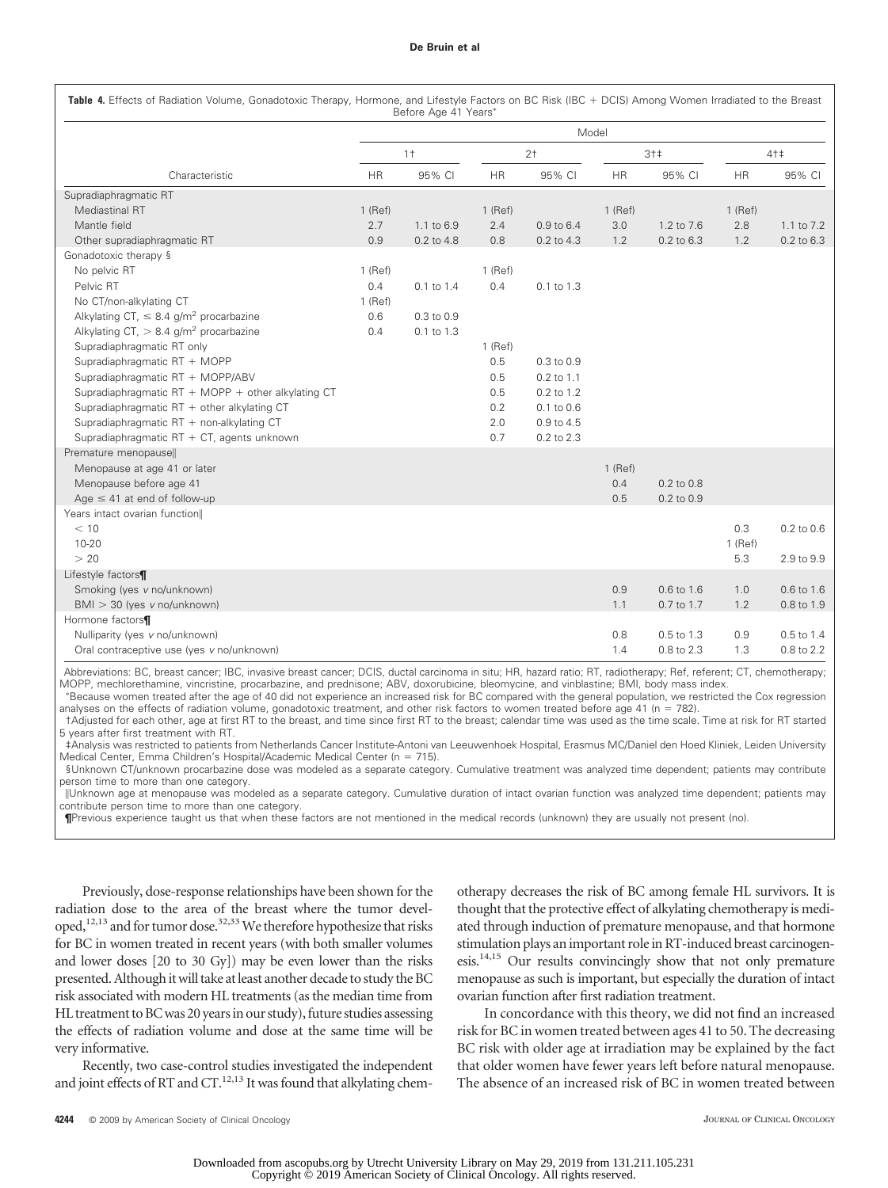**Table 4.** Effects of Radiation Volume, Gonadotoxic Therapy, Hormone, and Lifestyle Factors on BC Risk (IBC + DCIS) Among Women Irradiated to the Breast Before Age 41 Years*

| Characteristic | Model 1† HR | Model 1† 95% CI | Model 2† HR | Model 2† 95% CI | Model 3†‡ HR | Model 3†‡ 95% CI | Model 4†‡ HR | Model 4†‡ 95% CI |
|---|---|---|---|---|---|---|---|---|
| Supradiaphragmatic RT | | | | | | | | |
| Mediastinal RT | 1 (Ref) | | 1 (Ref) | | 1 (Ref) | | 1 (Ref) | |
| Mantle field | 2.7 | 1.1 to 6.9 | 2.4 | 0.9 to 6.4 | 3.0 | 1.2 to 7.6 | 2.8 | 1.1 to 7.2 |
| Other supradiaphragmatic RT | 0.9 | 0.2 to 4.8 | 0.8 | 0.2 to 4.3 | 1.2 | 0.2 to 6.3 | 1.2 | 0.2 to 6.3 |
| Gonadotoxic therapy § | | | | | | | | |
| No pelvic RT | 1 (Ref) | | 1 (Ref) | | | | | |
| Pelvic RT | 0.4 | 0.1 to 1.4 | 0.4 | 0.1 to 1.3 | | | | |
| No CT/non-alkylating CT | 1 (Ref) | | | | | | | |
| Alkylating CT, ≤ 8.4 g/m² procarbazine | 0.6 | 0.3 to 0.9 | | | | | | |
| Alkylating CT, > 8.4 g/m² procarbazine | 0.4 | 0.1 to 1.3 | | | | | | |
| Supradiaphragmatic RT only | | | 1 (Ref) | | | | | |
| Supradiaphragmatic RT + MOPP | | | 0.5 | 0.3 to 0.9 | | | | |
| Supradiaphragmatic RT + MOPP/ABV | | | 0.5 | 0.2 to 1.1 | | | | |
| Supradiaphragmatic RT + MOPP + other alkylating CT | | | 0.5 | 0.2 to 1.2 | | | | |
| Supradiaphragmatic RT + other alkylating CT | | | 0.2 | 0.1 to 0.6 | | | | |
| Supradiaphragmatic RT + non-alkylating CT | | | 2.0 | 0.9 to 4.5 | | | | |
| Supradiaphragmatic RT + CT, agents unknown | | | 0.7 | 0.2 to 2.3 | | | | |
| Premature menopause‖ | | | | | | | | |
| Menopause at age 41 or later | | | | | 1 (Ref) | | | |
| Menopause before age 41 | | | | | 0.4 | 0.2 to 0.8 | | |
| Age ≤ 41 at end of follow-up | | | | | 0.5 | 0.2 to 0.9 | | |
| Years intact ovarian function‖ | | | | | | | | |
| < 10 | | | | | | | 0.3 | 0.2 to 0.6 |
| 10-20 | | | | | | | 1 (Ref) | |
| > 20 | | | | | | | 5.3 | 2.9 to 9.9 |
| Lifestyle factors¶ | | | | | | | | |
| Smoking (yes v no/unknown) | | | | | 0.9 | 0.6 to 1.6 | 1.0 | 0.6 to 1.6 |
| BMI > 30 (yes v no/unknown) | | | | | 1.1 | 0.7 to 1.7 | 1.2 | 0.8 to 1.9 |
| Hormone factors¶ | | | | | | | | |
| Nulliparity (yes v no/unknown) | | | | | 0.8 | 0.5 to 1.3 | 0.9 | 0.5 to 1.4 |
| Oral contraceptive use (yes v no/unknown) | | | | | 1.4 | 0.8 to 2.3 | 1.3 | 0.8 to 2.2 |

Abbreviations: BC, breast cancer; IBC, invasive breast cancer; DCIS, ductal carcinoma in situ; HR, hazard ratio; RT, radiotherapy; Ref, referent; CT, chemotherapy; MOPP, mechlorethamine, vincristine, procarbazine, and prednisone; ABV, doxorubicine, bleomycine, and vinblastine; BMI, body mass index.

*Because women treated after the age of 40 did not experience an increased risk for BC compared with the general population, we restricted the Cox regression analyses on the effects of radiation volume, gonadotoxic treatment, and other risk factors to women treated before age 41 (n = 782).

†Adjusted for each other, age at first RT to the breast, and time since first RT to the breast; calendar time was used as the time scale. Time at risk for RT started 5 years after first treatment with RT.

‡Analysis was restricted to patients from Netherlands Cancer Institute-Antoni van Leeuwenhoek Hospital, Erasmus MC/Daniel den Hoed Kliniek, Leiden University Medical Center, Emma Children's Hospital/Academic Medical Center (n = 715).

§Unknown CT/unknown procarbazine dose was modeled as a separate category. Cumulative treatment was analyzed time dependent; patients may contribute person time to more than one category.

‖Unknown age at menopause was modeled as a separate category. Cumulative duration of intact ovarian function was analyzed time dependent; patients may contribute person time to more than one category.

¶Previous experience taught us that when these factors are not mentioned in the medical records (unknown) they are usually not present (no).

Previously, dose-response relationships have been shown for the radiation dose to the area of the breast where the tumor developed,[12,13] and for tumor dose.[32,33] We therefore hypothesize that risks for BC in women treated in recent years (with both smaller volumes and lower doses [20 to 30 Gy]) may be even lower than the risks presented. Although it will take at least another decade to study the BC risk associated with modern HL treatments (as the median time from HL treatment to BC was 20 years in our study), future studies assessing the effects of radiation volume and dose at the same time will be very informative.

Recently, two case-control studies investigated the independent and joint effects of RT and CT.[12,13] It was found that alkylating chemotherapy decreases the risk of BC among female HL survivors. It is thought that the protective effect of alkylating chemotherapy is mediated through induction of premature menopause, and that hormone stimulation plays an important role in RT-induced breast carcinogenesis.[14,15] Our results convincingly show that not only premature menopause as such is important, but especially the duration of intact ovarian function after first radiation treatment.

In concordance with this theory, we did not find an increased risk for BC in women treated between ages 41 to 50. The decreasing BC risk with older age at irradiation may be explained by the fact that older women have fewer years left before natural menopause. The absence of an increased risk of BC in women treated between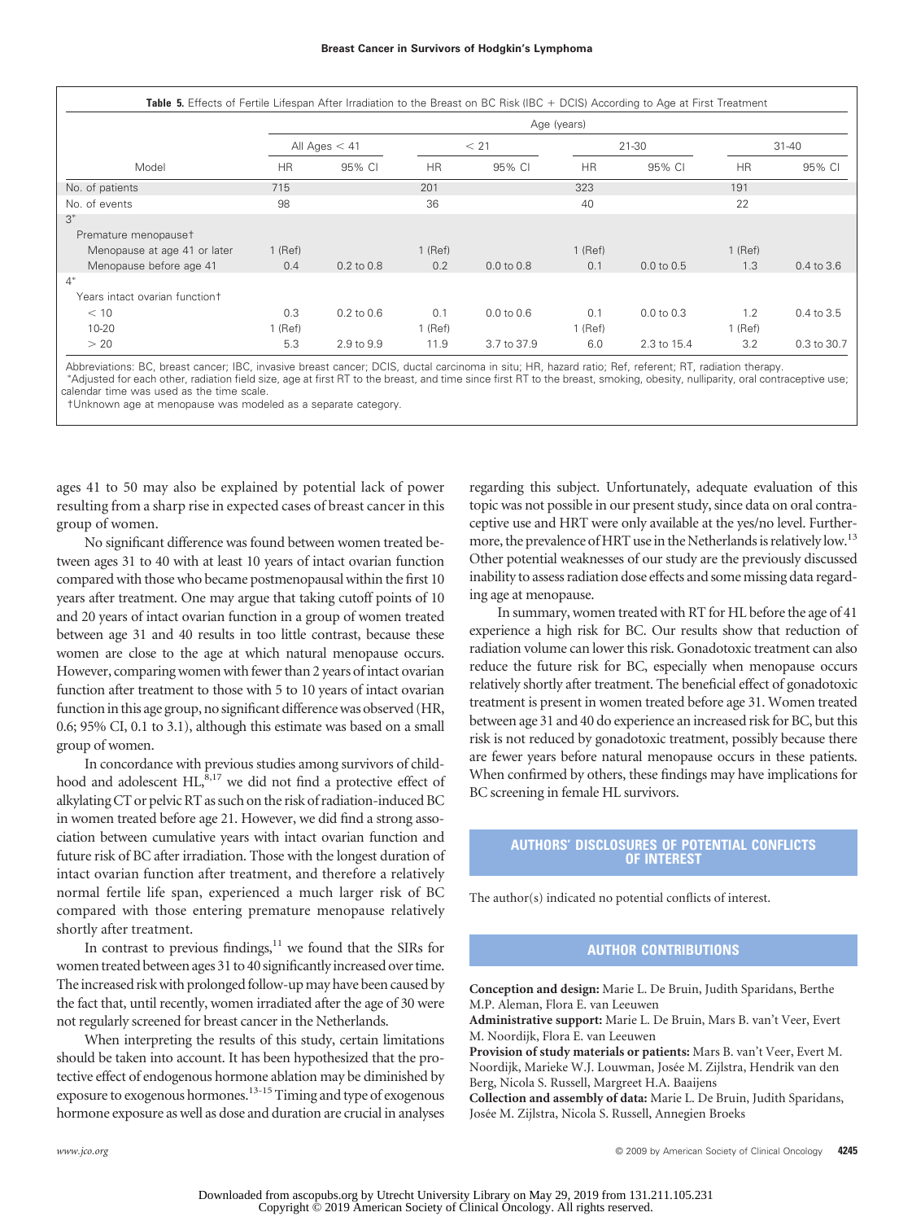**Table 5.** Effects of Fertile Lifespan After Irradiation to the Breast on BC Risk (IBC + DCIS) According to Age at First Treatment

| Model | Age (years) | | | | | | | |
|---|---|---|---|---|---|---|---|---|
| | All Ages < 41 | | < 21 | | 21-30 | | 31-40 | |
| | HR | 95% CI | HR | 95% CI | HR | 95% CI | HR | 95% CI |
| No. of patients | 715 | | 201 | | 323 | | 191 | |
| No. of events | 98 | | 36 | | 40 | | 22 | |
| 3* | | | | | | | | |
| Premature menopause† | | | | | | | | |
| Menopause at age 41 or later | 1 (Ref) | | 1 (Ref) | | 1 (Ref) | | 1 (Ref) | |
| Menopause before age 41 | 0.4 | 0.2 to 0.8 | 0.2 | 0.0 to 0.8 | 0.1 | 0.0 to 0.5 | 1.3 | 0.4 to 3.6 |
| 4* | | | | | | | | |
| Years intact ovarian function† | | | | | | | | |
| < 10 | 0.3 | 0.2 to 0.6 | 0.1 | 0.0 to 0.6 | 0.1 | 0.0 to 0.3 | 1.2 | 0.4 to 3.5 |
| 10-20 | 1 (Ref) | | 1 (Ref) | | 1 (Ref) | | 1 (Ref) | |
| > 20 | 5.3 | 2.9 to 9.9 | 11.9 | 3.7 to 37.9 | 6.0 | 2.3 to 15.4 | 3.2 | 0.3 to 30.7 |

Abbreviations: BC, breast cancer; IBC, invasive breast cancer; DCIS, ductal carcinoma in situ; HR, hazard ratio; Ref, referent; RT, radiation therapy.
*Adjusted for each other, radiation field size, age at first RT to the breast, and time since first RT to the breast, smoking, obesity, nulliparity, oral contraceptive use; calendar time was used as the time scale.
†Unknown age at menopause was modeled as a separate category.

ages 41 to 50 may also be explained by potential lack of power resulting from a sharp rise in expected cases of breast cancer in this group of women.

No significant difference was found between women treated between ages 31 to 40 with at least 10 years of intact ovarian function compared with those who became postmenopausal within the first 10 years after treatment. One may argue that taking cutoff points of 10 and 20 years of intact ovarian function in a group of women treated between age 31 and 40 results in too little contrast, because these women are close to the age at which natural menopause occurs. However, comparing women with fewer than 2 years of intact ovarian function after treatment to those with 5 to 10 years of intact ovarian function in this age group, no significant difference was observed (HR, 0.6; 95% CI, 0.1 to 3.1), although this estimate was based on a small group of women.

In concordance with previous studies among survivors of childhood and adolescent HL,[8,17] we did not find a protective effect of alkylating CT or pelvic RT as such on the risk of radiation-induced BC in women treated before age 21. However, we did find a strong association between cumulative years with intact ovarian function and future risk of BC after irradiation. Those with the longest duration of intact ovarian function after treatment, and therefore a relatively normal fertile life span, experienced a much larger risk of BC compared with those entering premature menopause relatively shortly after treatment.

In contrast to previous findings,[11] we found that the SIRs for women treated between ages 31 to 40 significantly increased over time. The increased risk with prolonged follow-up may have been caused by the fact that, until recently, women irradiated after the age of 30 were not regularly screened for breast cancer in the Netherlands.

When interpreting the results of this study, certain limitations should be taken into account. It has been hypothesized that the protective effect of endogenous hormone ablation may be diminished by exposure to exogenous hormones.[13-15] Timing and type of exogenous hormone exposure as well as dose and duration are crucial in analyses regarding this subject. Unfortunately, adequate evaluation of this topic was not possible in our present study, since data on oral contraceptive use and HRT were only available at the yes/no level. Furthermore, the prevalence of HRT use in the Netherlands is relatively low.[13] Other potential weaknesses of our study are the previously discussed inability to assess radiation dose effects and some missing data regarding age at menopause.

In summary, women treated with RT for HL before the age of 41 experience a high risk for BC. Our results show that reduction of radiation volume can lower this risk. Gonadotoxic treatment can also reduce the future risk for BC, especially when menopause occurs relatively shortly after treatment. The beneficial effect of gonadotoxic treatment is present in women treated before age 31. Women treated between age 31 and 40 do experience an increased risk for BC, but this risk is not reduced by gonadotoxic treatment, possibly because there are fewer years before natural menopause occurs in these patients. When confirmed by others, these findings may have implications for BC screening in female HL survivors.

## AUTHORS' DISCLOSURES OF POTENTIAL CONFLICTS OF INTEREST

The author(s) indicated no potential conflicts of interest.

## AUTHOR CONTRIBUTIONS

**Conception and design:** Marie L. De Bruin, Judith Sparidans, Berthe M.P. Aleman, Flora E. van Leeuwen

**Administrative support:** Marie L. De Bruin, Mars B. van't Veer, Evert M. Noordijk, Flora E. van Leeuwen

**Provision of study materials or patients:** Mars B. van't Veer, Evert M. Noordijk, Marieke W.J. Louwman, Josée M. Zijlstra, Hendrik van den Berg, Nicola S. Russell, Margreet H.A. Baaijens

**Collection and assembly of data:** Marie L. De Bruin, Judith Sparidans, Josée M. Zijlstra, Nicola S. Russell, Annegien Broeks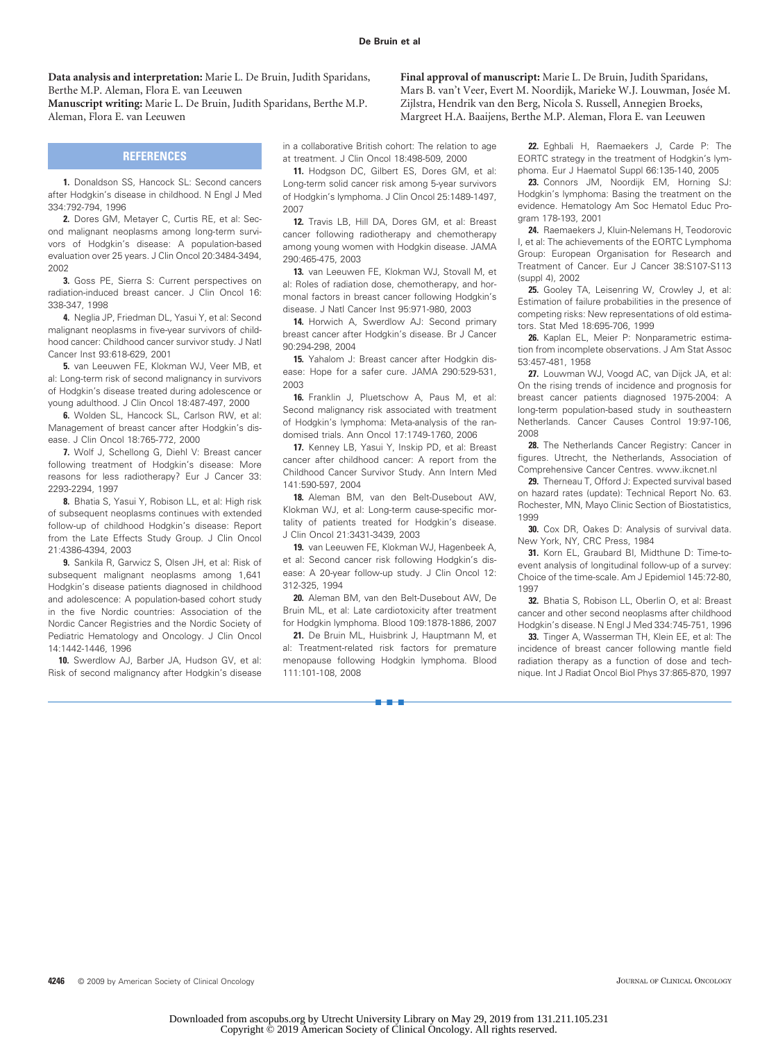**Data analysis and interpretation:** Marie L. De Bruin, Judith Sparidans, Berthe M.P. Aleman, Flora E. van Leeuwen

**Manuscript writing:** Marie L. De Bruin, Judith Sparidans, Berthe M.P. Aleman, Flora E. van Leeuwen

**Final approval of manuscript:** Marie L. De Bruin, Judith Sparidans, Mars B. van't Veer, Evert M. Noordijk, Marieke W.J. Louwman, Josée M. Zijlstra, Hendrik van den Berg, Nicola S. Russell, Annegien Broeks, Margreet H.A. Baaijens, Berthe M.P. Aleman, Flora E. van Leeuwen

## REFERENCES

**1.** Donaldson SS, Hancock SL: Second cancers after Hodgkin's disease in childhood. N Engl J Med 334:792-794, 1996

**2.** Dores GM, Metayer C, Curtis RE, et al: Second malignant neoplasms among long-term survivors of Hodgkin's disease: A population-based evaluation over 25 years. J Clin Oncol 20:3484-3494, 2002

**3.** Goss PE, Sierra S: Current perspectives on radiation-induced breast cancer. J Clin Oncol 16: 338-347, 1998

**4.** Neglia JP, Friedman DL, Yasui Y, et al: Second malignant neoplasms in five-year survivors of childhood cancer: Childhood cancer survivor study. J Natl Cancer Inst 93:618-629, 2001

**5.** van Leeuwen FE, Klokman WJ, Veer MB, et al: Long-term risk of second malignancy in survivors of Hodgkin's disease treated during adolescence or young adulthood. J Clin Oncol 18:487-497, 2000

**6.** Wolden SL, Hancock SL, Carlson RW, et al: Management of breast cancer after Hodgkin's disease. J Clin Oncol 18:765-772, 2000

**7.** Wolf J, Schellong G, Diehl V: Breast cancer following treatment of Hodgkin's disease: More reasons for less radiotherapy? Eur J Cancer 33: 2293-2294, 1997

**8.** Bhatia S, Yasui Y, Robison LL, et al: High risk of subsequent neoplasms continues with extended follow-up of childhood Hodgkin's disease: Report from the Late Effects Study Group. J Clin Oncol 21:4386-4394, 2003

**9.** Sankila R, Garwicz S, Olsen JH, et al: Risk of subsequent malignant neoplasms among 1,641 Hodgkin's disease patients diagnosed in childhood and adolescence: A population-based cohort study in the five Nordic countries: Association of the Nordic Cancer Registries and the Nordic Society of Pediatric Hematology and Oncology. J Clin Oncol 14:1442-1446, 1996

**10.** Swerdlow AJ, Barber JA, Hudson GV, et al: Risk of second malignancy after Hodgkin's disease in a collaborative British cohort: The relation to age at treatment. J Clin Oncol 18:498-509, 2000

**11.** Hodgson DC, Gilbert ES, Dores GM, et al: Long-term solid cancer risk among 5-year survivors of Hodgkin's lymphoma. J Clin Oncol 25:1489-1497, 2007

**12.** Travis LB, Hill DA, Dores GM, et al: Breast cancer following radiotherapy and chemotherapy among young women with Hodgkin disease. JAMA 290:465-475, 2003

**13.** van Leeuwen FE, Klokman WJ, Stovall M, et al: Roles of radiation dose, chemotherapy, and hormonal factors in breast cancer following Hodgkin's disease. J Natl Cancer Inst 95:971-980, 2003

**14.** Horwich A, Swerdlow AJ: Second primary breast cancer after Hodgkin's disease. Br J Cancer 90:294-298, 2004

**15.** Yahalom J: Breast cancer after Hodgkin disease: Hope for a safer cure. JAMA 290:529-531, 2003

**16.** Franklin J, Pluetschow A, Paus M, et al: Second malignancy risk associated with treatment of Hodgkin's lymphoma: Meta-analysis of the randomised trials. Ann Oncol 17:1749-1760, 2006

**17.** Kenney LB, Yasui Y, Inskip PD, et al: Breast cancer after childhood cancer: A report from the Childhood Cancer Survivor Study. Ann Intern Med 141:590-597, 2004

**18.** Aleman BM, van den Belt-Dusebout AW, Klokman WJ, et al: Long-term cause-specific mortality of patients treated for Hodgkin's disease. J Clin Oncol 21:3431-3439, 2003

**19.** van Leeuwen FE, Klokman WJ, Hagenbeek A, et al: Second cancer risk following Hodgkin's disease: A 20-year follow-up study. J Clin Oncol 12: 312-325, 1994

**20.** Aleman BM, van den Belt-Dusebout AW, De Bruin ML, et al: Late cardiotoxicity after treatment for Hodgkin lymphoma. Blood 109:1878-1886, 2007

**21.** De Bruin ML, Huisbrink J, Hauptmann M, et al: Treatment-related risk factors for premature menopause following Hodgkin lymphoma. Blood 111:101-108, 2008

**22.** Eghbali H, Raemaekers J, Carde P: The EORTC strategy in the treatment of Hodgkin's lymphoma. Eur J Haematol Suppl 66:135-140, 2005

**23.** Connors JM, Noordijk EM, Horning SJ: Hodgkin's lymphoma: Basing the treatment on the evidence. Hematology Am Soc Hematol Educ Program 178-193, 2001

**24.** Raemaekers J, Kluin-Nelemans H, Teodorovic I, et al: The achievements of the EORTC Lymphoma Group: European Organisation for Research and Treatment of Cancer. Eur J Cancer 38:S107-S113 (suppl 4), 2002

**25.** Gooley TA, Leisenring W, Crowley J, et al: Estimation of failure probabilities in the presence of competing risks: New representations of old estimators. Stat Med 18:695-706, 1999

**26.** Kaplan EL, Meier P: Nonparametric estimation from incomplete observations. J Am Stat Assoc 53:457-481, 1958

**27.** Louwman WJ, Voogd AC, van Dijck JA, et al: On the rising trends of incidence and prognosis for breast cancer patients diagnosed 1975-2004: A long-term population-based study in southeastern Netherlands. Cancer Causes Control 19:97-106, 2008

**28.** The Netherlands Cancer Registry: Cancer in figures. Utrecht, the Netherlands, Association of Comprehensive Cancer Centres. www.ikcnet.nl

**29.** Therneau T, Offord J: Expected survival based on hazard rates (update): Technical Report No. 63. Rochester, MN, Mayo Clinic Section of Biostatistics, 1999

**30.** Cox DR, Oakes D: Analysis of survival data. New York, NY, CRC Press, 1984

**31.** Korn EL, Graubard BI, Midthune D: Time-to-event analysis of longitudinal follow-up of a survey: Choice of the time-scale. Am J Epidemiol 145:72-80, 1997

**32.** Bhatia S, Robison LL, Oberlin O, et al: Breast cancer and other second neoplasms after childhood Hodgkin's disease. N Engl J Med 334:745-751, 1996

**33.** Tinger A, Wasserman TH, Klein EE, et al: The incidence of breast cancer following mantle field radiation therapy as a function of dose and technique. Int J Radiat Oncol Biol Phys 37:865-870, 1997